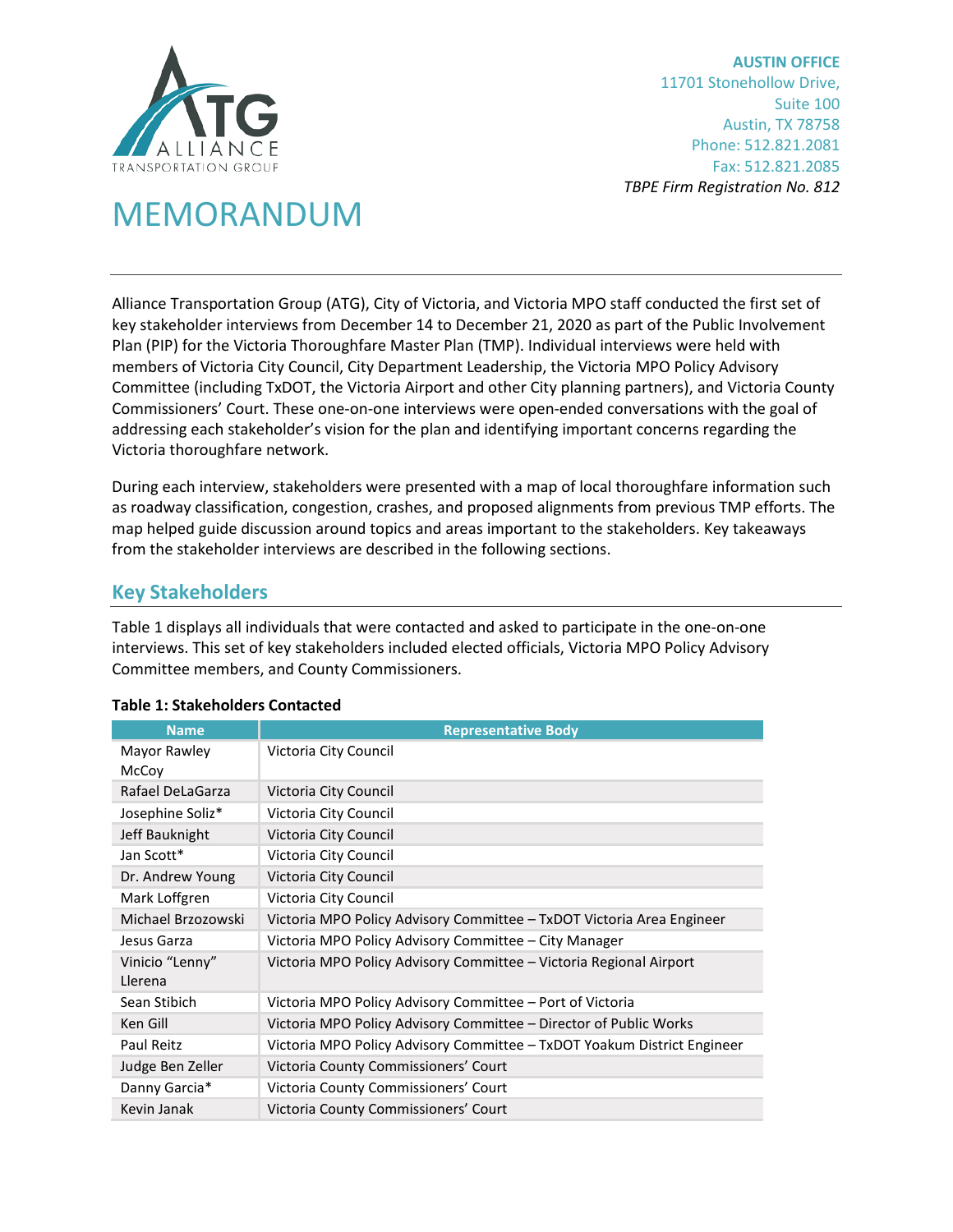AUSTIN OFFICE
11701 Stonehollow Drive,
Suite 100
Austin, TX 78758
Phone: 512.821.2081
Fax: 512.821.2085
*TBPE Firm Registration No. 812*

# MEMORANDUM

Alliance Transportation Group (ATG), City of Victoria, and Victoria MPO staff conducted the first set of key stakeholder interviews from December 14 to December 21, 2020 as part of the Public Involvement Plan (PIP) for the Victoria Thoroughfare Master Plan (TMP). Individual interviews were held with members of Victoria City Council, City Department Leadership, the Victoria MPO Policy Advisory Committee (including TxDOT, the Victoria Airport and other City planning partners), and Victoria County Commissioners' Court. These one-on-one interviews were open-ended conversations with the goal of addressing each stakeholder's vision for the plan and identifying important concerns regarding the Victoria thoroughfare network.

During each interview, stakeholders were presented with a map of local thoroughfare information such as roadway classification, congestion, crashes, and proposed alignments from previous TMP efforts. The map helped guide discussion around topics and areas important to the stakeholders. Key takeaways from the stakeholder interviews are described in the following sections.

## Key Stakeholders

Table 1 displays all individuals that were contacted and asked to participate in the one-on-one interviews. This set of key stakeholders included elected officials, Victoria MPO Policy Advisory Committee members, and County Commissioners.

**Table 1: Stakeholders Contacted**

| Name | Representative Body |
|---|---|
| Mayor Rawley McCoy | Victoria City Council |
| Rafael DeLaGarza | Victoria City Council |
| Josephine Soliz* | Victoria City Council |
| Jeff Bauknight | Victoria City Council |
| Jan Scott* | Victoria City Council |
| Dr. Andrew Young | Victoria City Council |
| Mark Loffgren | Victoria City Council |
| Michael Brzozowski | Victoria MPO Policy Advisory Committee – TxDOT Victoria Area Engineer |
| Jesus Garza | Victoria MPO Policy Advisory Committee – City Manager |
| Vinicio "Lenny" Llerena | Victoria MPO Policy Advisory Committee – Victoria Regional Airport |
| Sean Stibich | Victoria MPO Policy Advisory Committee – Port of Victoria |
| Ken Gill | Victoria MPO Policy Advisory Committee – Director of Public Works |
| Paul Reitz | Victoria MPO Policy Advisory Committee – TxDOT Yoakum District Engineer |
| Judge Ben Zeller | Victoria County Commissioners' Court |
| Danny Garcia* | Victoria County Commissioners' Court |
| Kevin Janak | Victoria County Commissioners' Court |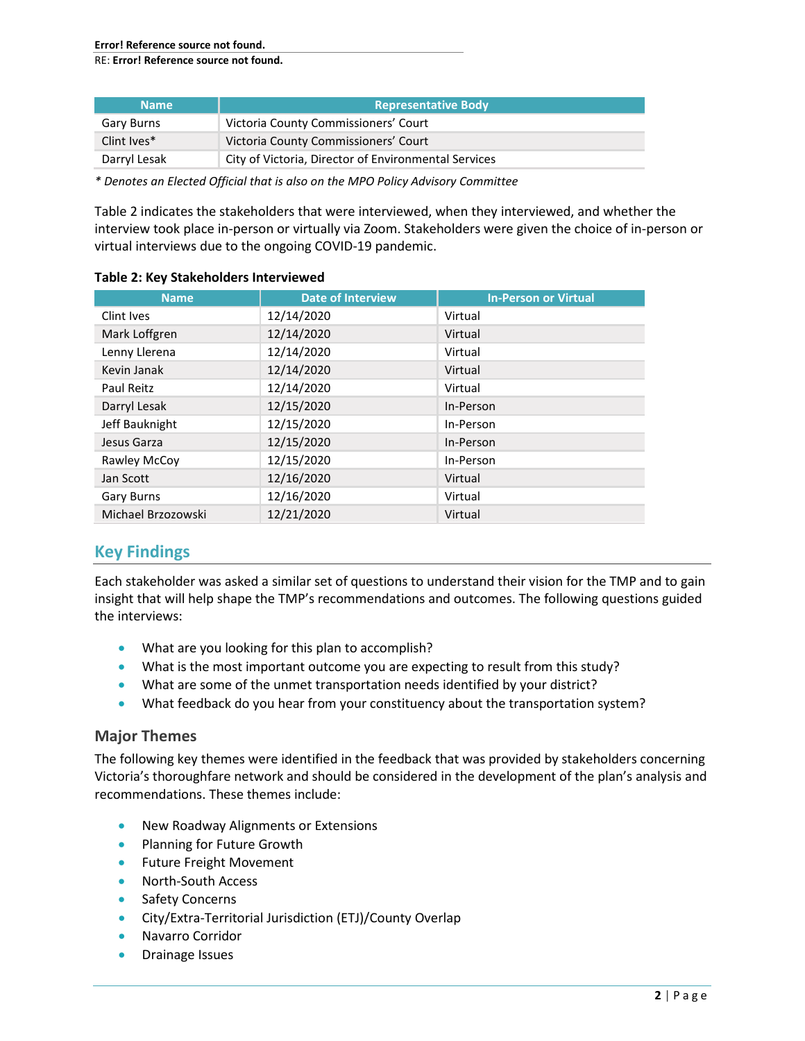| Name | Representative Body |
|---|---|
| Gary Burns | Victoria County Commissioners' Court |
| Clint Ives* | Victoria County Commissioners' Court |
| Darryl Lesak | City of Victoria, Director of Environmental Services |

*\* Denotes an Elected Official that is also on the MPO Policy Advisory Committee*

Table 2 indicates the stakeholders that were interviewed, when they interviewed, and whether the interview took place in-person or virtually via Zoom. Stakeholders were given the choice of in-person or virtual interviews due to the ongoing COVID-19 pandemic.

**Table 2: Key Stakeholders Interviewed**

| Name | Date of Interview | In-Person or Virtual |
|---|---|---|
| Clint Ives | 12/14/2020 | Virtual |
| Mark Loffgren | 12/14/2020 | Virtual |
| Lenny Llerena | 12/14/2020 | Virtual |
| Kevin Janak | 12/14/2020 | Virtual |
| Paul Reitz | 12/14/2020 | Virtual |
| Darryl Lesak | 12/15/2020 | In-Person |
| Jeff Bauknight | 12/15/2020 | In-Person |
| Jesus Garza | 12/15/2020 | In-Person |
| Rawley McCoy | 12/15/2020 | In-Person |
| Jan Scott | 12/16/2020 | Virtual |
| Gary Burns | 12/16/2020 | Virtual |
| Michael Brzozowski | 12/21/2020 | Virtual |

## Key Findings

Each stakeholder was asked a similar set of questions to understand their vision for the TMP and to gain insight that will help shape the TMP's recommendations and outcomes. The following questions guided the interviews:

- What are you looking for this plan to accomplish?
- What is the most important outcome you are expecting to result from this study?
- What are some of the unmet transportation needs identified by your district?
- What feedback do you hear from your constituency about the transportation system?

### Major Themes

The following key themes were identified in the feedback that was provided by stakeholders concerning Victoria's thoroughfare network and should be considered in the development of the plan's analysis and recommendations. These themes include:

- New Roadway Alignments or Extensions
- Planning for Future Growth
- Future Freight Movement
- North-South Access
- Safety Concerns
- City/Extra-Territorial Jurisdiction (ETJ)/County Overlap
- Navarro Corridor
- Drainage Issues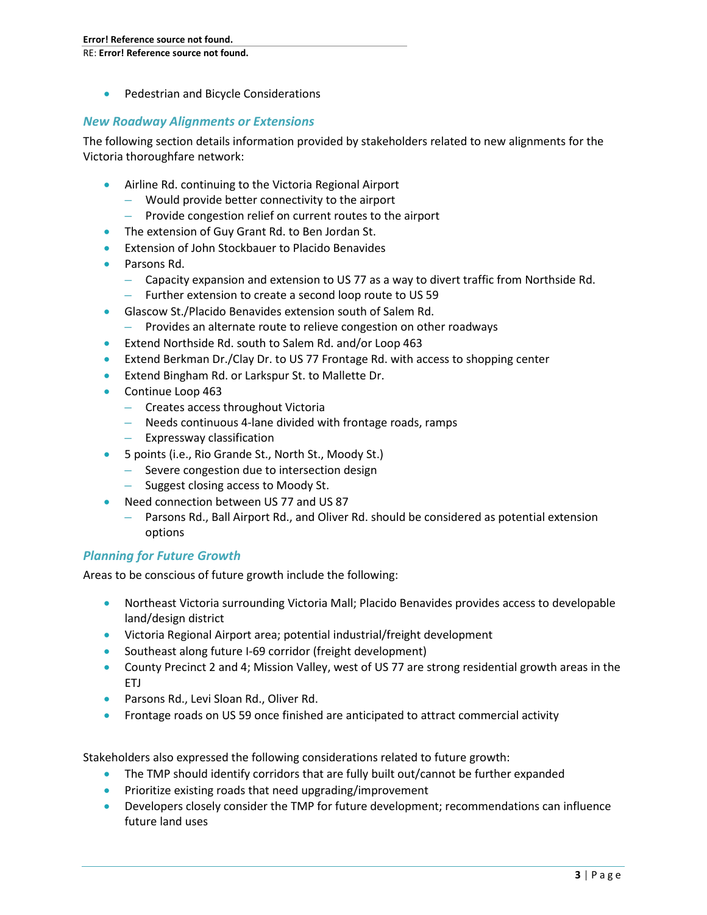- Pedestrian and Bicycle Considerations

### *New Roadway Alignments or Extensions*

The following section details information provided by stakeholders related to new alignments for the Victoria thoroughfare network:

- Airline Rd. continuing to the Victoria Regional Airport
  - Would provide better connectivity to the airport
  - Provide congestion relief on current routes to the airport
- The extension of Guy Grant Rd. to Ben Jordan St.
- Extension of John Stockbauer to Placido Benavides
- Parsons Rd.
  - Capacity expansion and extension to US 77 as a way to divert traffic from Northside Rd.
  - Further extension to create a second loop route to US 59
- Glascow St./Placido Benavides extension south of Salem Rd.
  - Provides an alternate route to relieve congestion on other roadways
- Extend Northside Rd. south to Salem Rd. and/or Loop 463
- Extend Berkman Dr./Clay Dr. to US 77 Frontage Rd. with access to shopping center
- Extend Bingham Rd. or Larkspur St. to Mallette Dr.
- Continue Loop 463
  - Creates access throughout Victoria
  - Needs continuous 4-lane divided with frontage roads, ramps
  - Expressway classification
- 5 points (i.e., Rio Grande St., North St., Moody St.)
  - Severe congestion due to intersection design
  - Suggest closing access to Moody St.
- Need connection between US 77 and US 87
  - Parsons Rd., Ball Airport Rd., and Oliver Rd. should be considered as potential extension options

### *Planning for Future Growth*

Areas to be conscious of future growth include the following:

- Northeast Victoria surrounding Victoria Mall; Placido Benavides provides access to developable land/design district
- Victoria Regional Airport area; potential industrial/freight development
- Southeast along future I-69 corridor (freight development)
- County Precinct 2 and 4; Mission Valley, west of US 77 are strong residential growth areas in the ETJ
- Parsons Rd., Levi Sloan Rd., Oliver Rd.
- Frontage roads on US 59 once finished are anticipated to attract commercial activity

Stakeholders also expressed the following considerations related to future growth:

- The TMP should identify corridors that are fully built out/cannot be further expanded
- Prioritize existing roads that need upgrading/improvement
- Developers closely consider the TMP for future development; recommendations can influence future land uses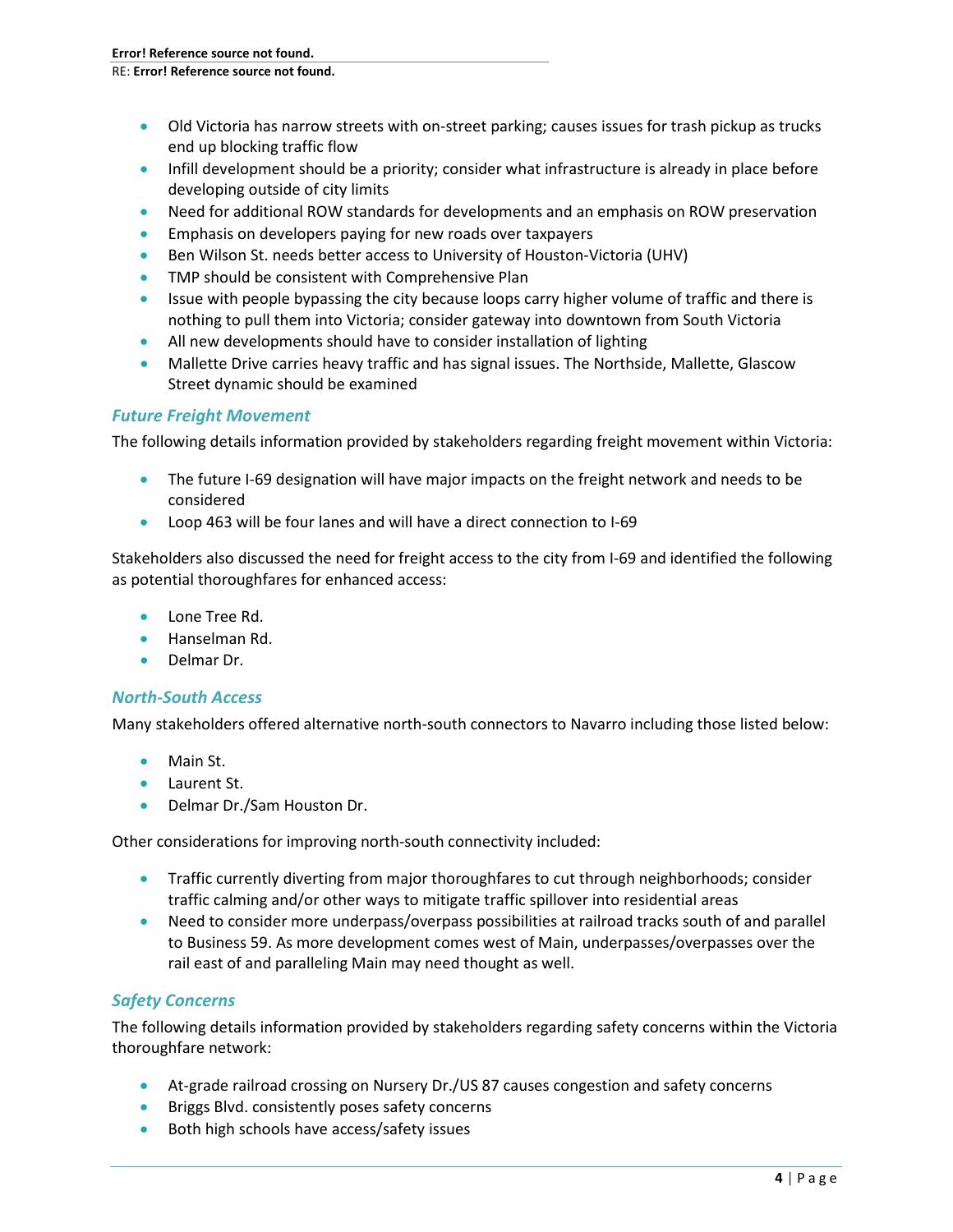- Old Victoria has narrow streets with on-street parking; causes issues for trash pickup as trucks end up blocking traffic flow
- Infill development should be a priority; consider what infrastructure is already in place before developing outside of city limits
- Need for additional ROW standards for developments and an emphasis on ROW preservation
- Emphasis on developers paying for new roads over taxpayers
- Ben Wilson St. needs better access to University of Houston-Victoria (UHV)
- TMP should be consistent with Comprehensive Plan
- Issue with people bypassing the city because loops carry higher volume of traffic and there is nothing to pull them into Victoria; consider gateway into downtown from South Victoria
- All new developments should have to consider installation of lighting
- Mallette Drive carries heavy traffic and has signal issues. The Northside, Mallette, Glascow Street dynamic should be examined

### *Future Freight Movement*

The following details information provided by stakeholders regarding freight movement within Victoria:

- The future I-69 designation will have major impacts on the freight network and needs to be considered
- Loop 463 will be four lanes and will have a direct connection to I-69

Stakeholders also discussed the need for freight access to the city from I-69 and identified the following as potential thoroughfares for enhanced access:

- Lone Tree Rd.
- Hanselman Rd.
- Delmar Dr.

### *North-South Access*

Many stakeholders offered alternative north-south connectors to Navarro including those listed below:

- Main St.
- Laurent St.
- Delmar Dr./Sam Houston Dr.

Other considerations for improving north-south connectivity included:

- Traffic currently diverting from major thoroughfares to cut through neighborhoods; consider traffic calming and/or other ways to mitigate traffic spillover into residential areas
- Need to consider more underpass/overpass possibilities at railroad tracks south of and parallel to Business 59. As more development comes west of Main, underpasses/overpasses over the rail east of and paralleling Main may need thought as well.

### *Safety Concerns*

The following details information provided by stakeholders regarding safety concerns within the Victoria thoroughfare network:

- At-grade railroad crossing on Nursery Dr./US 87 causes congestion and safety concerns
- Briggs Blvd. consistently poses safety concerns
- Both high schools have access/safety issues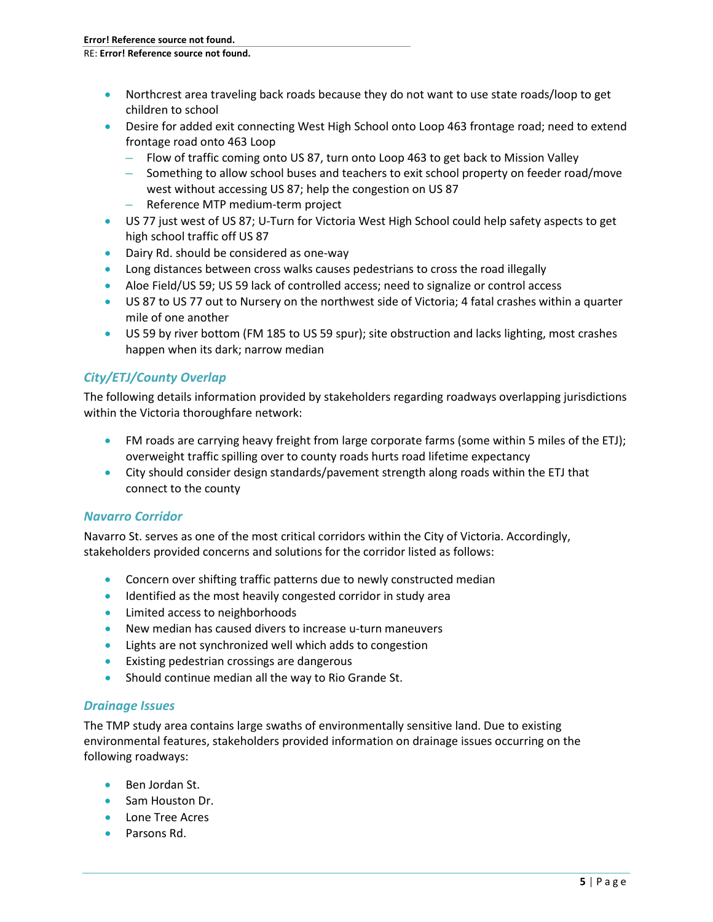- Northcrest area traveling back roads because they do not want to use state roads/loop to get children to school
- Desire for added exit connecting West High School onto Loop 463 frontage road; need to extend frontage road onto 463 Loop
  - Flow of traffic coming onto US 87, turn onto Loop 463 to get back to Mission Valley
  - Something to allow school buses and teachers to exit school property on feeder road/move west without accessing US 87; help the congestion on US 87
  - Reference MTP medium-term project
- US 77 just west of US 87; U-Turn for Victoria West High School could help safety aspects to get high school traffic off US 87
- Dairy Rd. should be considered as one-way
- Long distances between cross walks causes pedestrians to cross the road illegally
- Aloe Field/US 59; US 59 lack of controlled access; need to signalize or control access
- US 87 to US 77 out to Nursery on the northwest side of Victoria; 4 fatal crashes within a quarter mile of one another
- US 59 by river bottom (FM 185 to US 59 spur); site obstruction and lacks lighting, most crashes happen when its dark; narrow median

### *City/ETJ/County Overlap*

The following details information provided by stakeholders regarding roadways overlapping jurisdictions within the Victoria thoroughfare network:

- FM roads are carrying heavy freight from large corporate farms (some within 5 miles of the ETJ); overweight traffic spilling over to county roads hurts road lifetime expectancy
- City should consider design standards/pavement strength along roads within the ETJ that connect to the county

### *Navarro Corridor*

Navarro St. serves as one of the most critical corridors within the City of Victoria. Accordingly, stakeholders provided concerns and solutions for the corridor listed as follows:

- Concern over shifting traffic patterns due to newly constructed median
- Identified as the most heavily congested corridor in study area
- Limited access to neighborhoods
- New median has caused divers to increase u-turn maneuvers
- Lights are not synchronized well which adds to congestion
- Existing pedestrian crossings are dangerous
- Should continue median all the way to Rio Grande St.

### *Drainage Issues*

The TMP study area contains large swaths of environmentally sensitive land. Due to existing environmental features, stakeholders provided information on drainage issues occurring on the following roadways:

- Ben Jordan St.
- Sam Houston Dr.
- Lone Tree Acres
- Parsons Rd.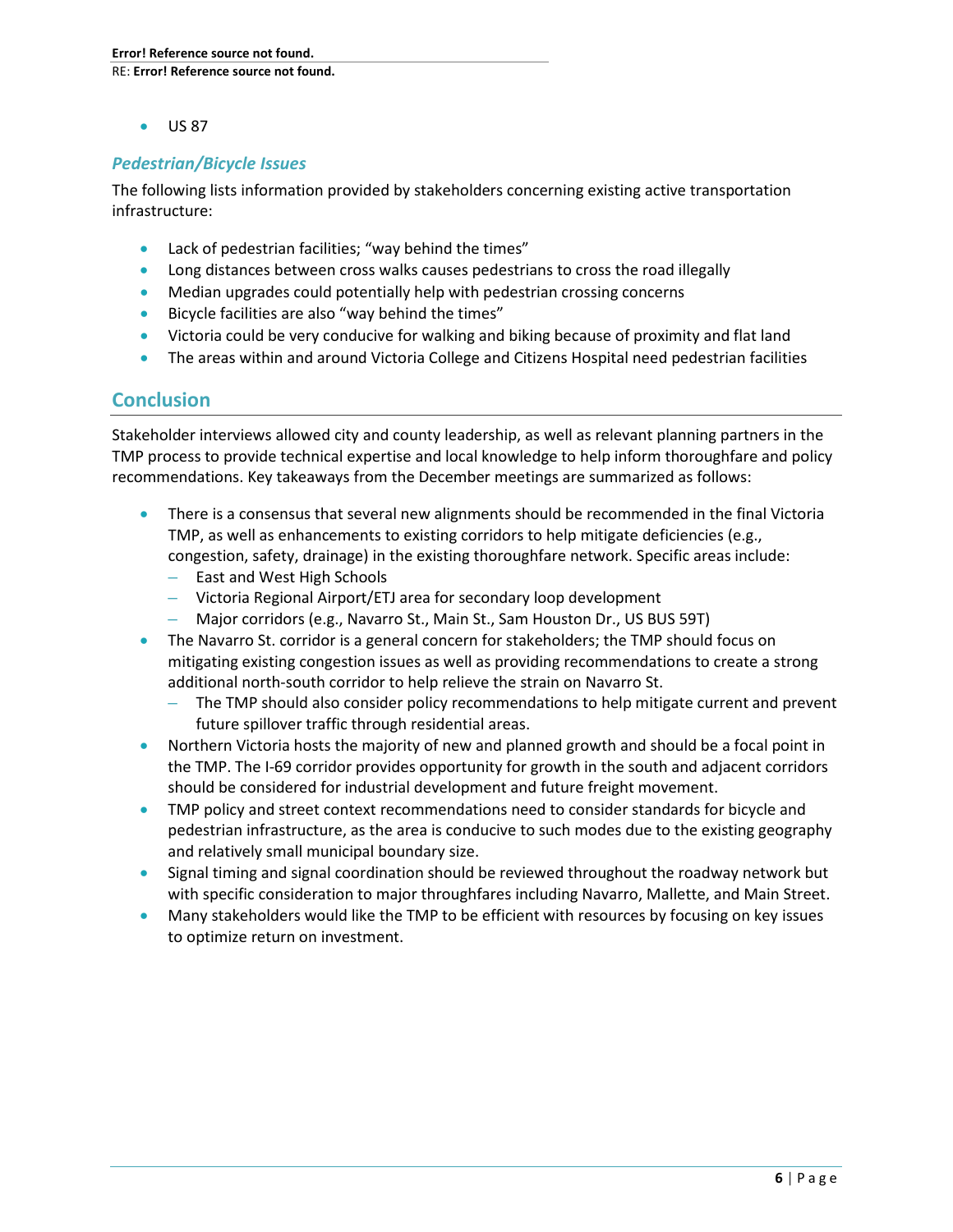- US 87

### *Pedestrian/Bicycle Issues*

The following lists information provided by stakeholders concerning existing active transportation infrastructure:

- Lack of pedestrian facilities; "way behind the times"
- Long distances between cross walks causes pedestrians to cross the road illegally
- Median upgrades could potentially help with pedestrian crossing concerns
- Bicycle facilities are also "way behind the times"
- Victoria could be very conducive for walking and biking because of proximity and flat land
- The areas within and around Victoria College and Citizens Hospital need pedestrian facilities

## Conclusion

Stakeholder interviews allowed city and county leadership, as well as relevant planning partners in the TMP process to provide technical expertise and local knowledge to help inform thoroughfare and policy recommendations. Key takeaways from the December meetings are summarized as follows:

- There is a consensus that several new alignments should be recommended in the final Victoria TMP, as well as enhancements to existing corridors to help mitigate deficiencies (e.g., congestion, safety, drainage) in the existing thoroughfare network. Specific areas include:
  - East and West High Schools
  - Victoria Regional Airport/ETJ area for secondary loop development
  - Major corridors (e.g., Navarro St., Main St., Sam Houston Dr., US BUS 59T)
- The Navarro St. corridor is a general concern for stakeholders; the TMP should focus on mitigating existing congestion issues as well as providing recommendations to create a strong additional north-south corridor to help relieve the strain on Navarro St.
  - The TMP should also consider policy recommendations to help mitigate current and prevent future spillover traffic through residential areas.
- Northern Victoria hosts the majority of new and planned growth and should be a focal point in the TMP. The I-69 corridor provides opportunity for growth in the south and adjacent corridors should be considered for industrial development and future freight movement.
- TMP policy and street context recommendations need to consider standards for bicycle and pedestrian infrastructure, as the area is conducive to such modes due to the existing geography and relatively small municipal boundary size.
- Signal timing and signal coordination should be reviewed throughout the roadway network but with specific consideration to major throughfares including Navarro, Mallette, and Main Street.
- Many stakeholders would like the TMP to be efficient with resources by focusing on key issues to optimize return on investment.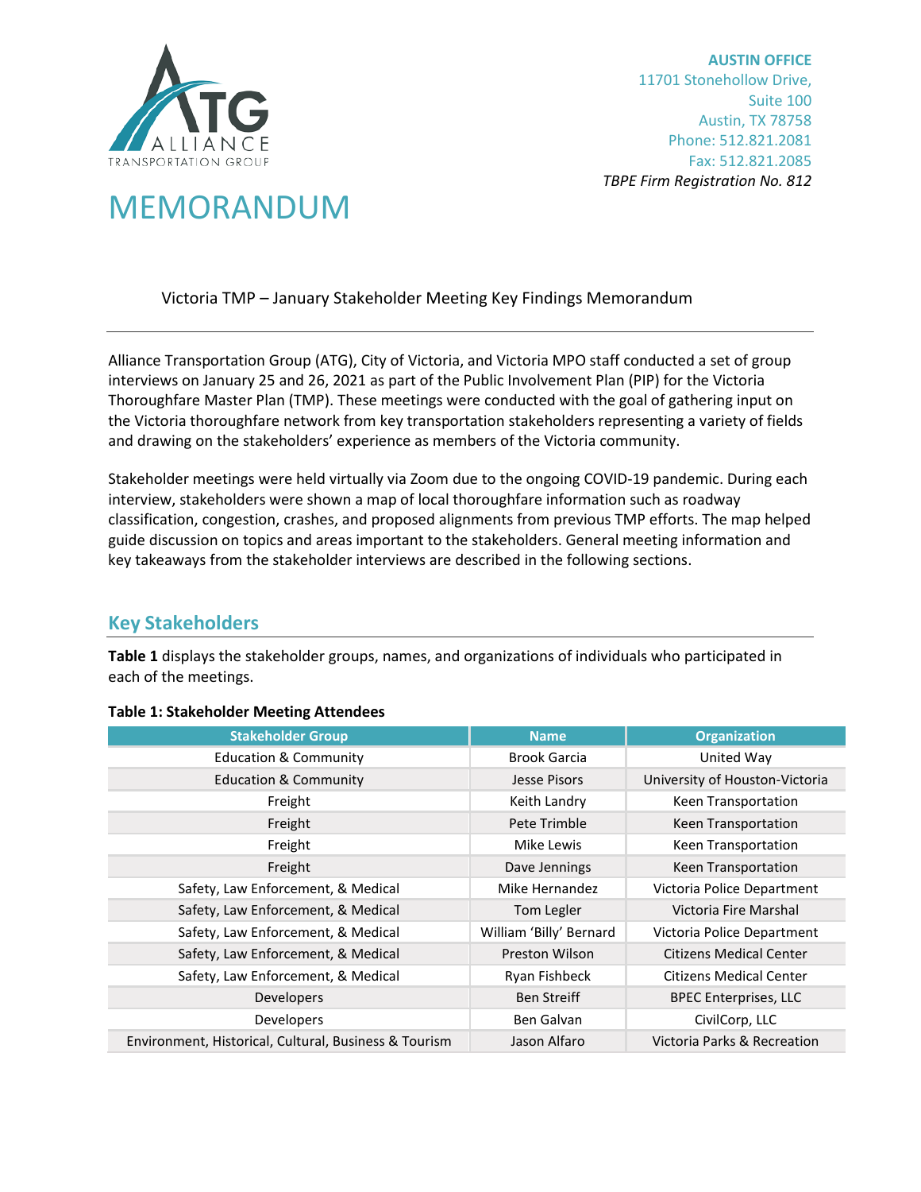AUSTIN OFFICE
11701 Stonehollow Drive,
Suite 100
Austin, TX 78758
Phone: 512.821.2081
Fax: 512.821.2085
*TBPE Firm Registration No. 812*

# MEMORANDUM

Victoria TMP – January Stakeholder Meeting Key Findings Memorandum

---

Alliance Transportation Group (ATG), City of Victoria, and Victoria MPO staff conducted a set of group interviews on January 25 and 26, 2021 as part of the Public Involvement Plan (PIP) for the Victoria Thoroughfare Master Plan (TMP). These meetings were conducted with the goal of gathering input on the Victoria thoroughfare network from key transportation stakeholders representing a variety of fields and drawing on the stakeholders' experience as members of the Victoria community.

Stakeholder meetings were held virtually via Zoom due to the ongoing COVID-19 pandemic. During each interview, stakeholders were shown a map of local thoroughfare information such as roadway classification, congestion, crashes, and proposed alignments from previous TMP efforts. The map helped guide discussion on topics and areas important to the stakeholders. General meeting information and key takeaways from the stakeholder interviews are described in the following sections.

## Key Stakeholders

**Table 1** displays the stakeholder groups, names, and organizations of individuals who participated in each of the meetings.

**Table 1: Stakeholder Meeting Attendees**

| Stakeholder Group | Name | Organization |
|---|---|---|
| Education & Community | Brook Garcia | United Way |
| Education & Community | Jesse Pisors | University of Houston-Victoria |
| Freight | Keith Landry | Keen Transportation |
| Freight | Pete Trimble | Keen Transportation |
| Freight | Mike Lewis | Keen Transportation |
| Freight | Dave Jennings | Keen Transportation |
| Safety, Law Enforcement, & Medical | Mike Hernandez | Victoria Police Department |
| Safety, Law Enforcement, & Medical | Tom Legler | Victoria Fire Marshal |
| Safety, Law Enforcement, & Medical | William 'Billy' Bernard | Victoria Police Department |
| Safety, Law Enforcement, & Medical | Preston Wilson | Citizens Medical Center |
| Safety, Law Enforcement, & Medical | Ryan Fishbeck | Citizens Medical Center |
| Developers | Ben Streiff | BPEC Enterprises, LLC |
| Developers | Ben Galvan | CivilCorp, LLC |
| Environment, Historical, Cultural, Business & Tourism | Jason Alfaro | Victoria Parks & Recreation |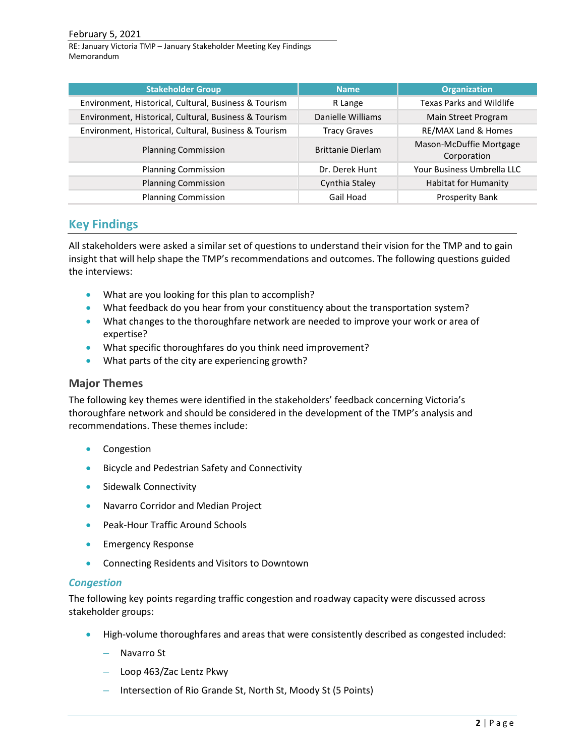| Stakeholder Group | Name | Organization |
|---|---|---|
| Environment, Historical, Cultural, Business & Tourism | R Lange | Texas Parks and Wildlife |
| Environment, Historical, Cultural, Business & Tourism | Danielle Williams | Main Street Program |
| Environment, Historical, Cultural, Business & Tourism | Tracy Graves | RE/MAX Land & Homes |
| Planning Commission | Brittanie Dierlam | Mason-McDuffie Mortgage Corporation |
| Planning Commission | Dr. Derek Hunt | Your Business Umbrella LLC |
| Planning Commission | Cynthia Staley | Habitat for Humanity |
| Planning Commission | Gail Hoad | Prosperity Bank |

## Key Findings

All stakeholders were asked a similar set of questions to understand their vision for the TMP and to gain insight that will help shape the TMP's recommendations and outcomes. The following questions guided the interviews:

- What are you looking for this plan to accomplish?
- What feedback do you hear from your constituency about the transportation system?
- What changes to the thoroughfare network are needed to improve your work or area of expertise?
- What specific thoroughfares do you think need improvement?
- What parts of the city are experiencing growth?

### Major Themes

The following key themes were identified in the stakeholders' feedback concerning Victoria's thoroughfare network and should be considered in the development of the TMP's analysis and recommendations. These themes include:

- Congestion
- Bicycle and Pedestrian Safety and Connectivity
- Sidewalk Connectivity
- Navarro Corridor and Median Project
- Peak-Hour Traffic Around Schools
- Emergency Response
- Connecting Residents and Visitors to Downtown

#### *Congestion*

The following key points regarding traffic congestion and roadway capacity were discussed across stakeholder groups:

- High-volume thoroughfares and areas that were consistently described as congested included:
  - Navarro St
  - Loop 463/Zac Lentz Pkwy
  - Intersection of Rio Grande St, North St, Moody St (5 Points)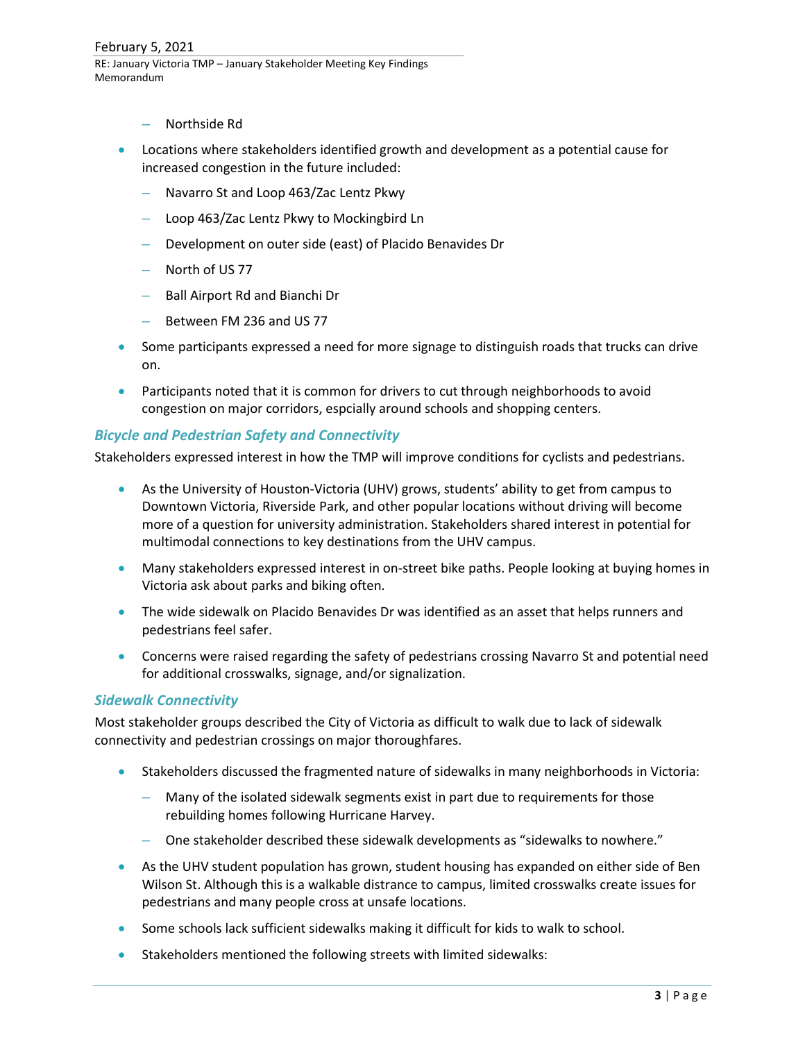- Northside Rd
- Locations where stakeholders identified growth and development as a potential cause for increased congestion in the future included:
  - Navarro St and Loop 463/Zac Lentz Pkwy
  - Loop 463/Zac Lentz Pkwy to Mockingbird Ln
  - Development on outer side (east) of Placido Benavides Dr
  - North of US 77
  - Ball Airport Rd and Bianchi Dr
  - Between FM 236 and US 77
- Some participants expressed a need for more signage to distinguish roads that trucks can drive on.
- Participants noted that it is common for drivers to cut through neighborhoods to avoid congestion on major corridors, espcially around schools and shopping centers.

### *Bicycle and Pedestrian Safety and Connectivity*

Stakeholders expressed interest in how the TMP will improve conditions for cyclists and pedestrians.

- As the University of Houston-Victoria (UHV) grows, students' ability to get from campus to Downtown Victoria, Riverside Park, and other popular locations without driving will become more of a question for university administration. Stakeholders shared interest in potential for multimodal connections to key destinations from the UHV campus.
- Many stakeholders expressed interest in on-street bike paths. People looking at buying homes in Victoria ask about parks and biking often.
- The wide sidewalk on Placido Benavides Dr was identified as an asset that helps runners and pedestrians feel safer.
- Concerns were raised regarding the safety of pedestrians crossing Navarro St and potential need for additional crosswalks, signage, and/or signalization.

### *Sidewalk Connectivity*

Most stakeholder groups described the City of Victoria as difficult to walk due to lack of sidewalk connectivity and pedestrian crossings on major thoroughfares.

- Stakeholders discussed the fragmented nature of sidewalks in many neighborhoods in Victoria:
  - Many of the isolated sidewalk segments exist in part due to requirements for those rebuilding homes following Hurricane Harvey.
  - One stakeholder described these sidewalk developments as "sidewalks to nowhere."
- As the UHV student population has grown, student housing has expanded on either side of Ben Wilson St. Although this is a walkable distrance to campus, limited crosswalks create issues for pedestrians and many people cross at unsafe locations.
- Some schools lack sufficient sidewalks making it difficult for kids to walk to school.
- Stakeholders mentioned the following streets with limited sidewalks: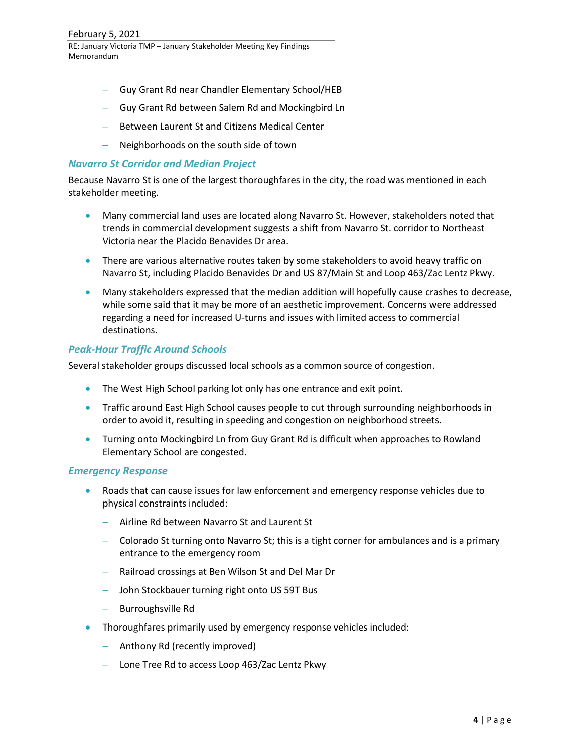- Guy Grant Rd near Chandler Elementary School/HEB
  - Guy Grant Rd between Salem Rd and Mockingbird Ln
  - Between Laurent St and Citizens Medical Center
  - Neighborhoods on the south side of town

### *Navarro St Corridor and Median Project*

Because Navarro St is one of the largest thoroughfares in the city, the road was mentioned in each stakeholder meeting.

- Many commercial land uses are located along Navarro St. However, stakeholders noted that trends in commercial development suggests a shift from Navarro St. corridor to Northeast Victoria near the Placido Benavides Dr area.
- There are various alternative routes taken by some stakeholders to avoid heavy traffic on Navarro St, including Placido Benavides Dr and US 87/Main St and Loop 463/Zac Lentz Pkwy.
- Many stakeholders expressed that the median addition will hopefully cause crashes to decrease, while some said that it may be more of an aesthetic improvement. Concerns were addressed regarding a need for increased U-turns and issues with limited access to commercial destinations.

### *Peak-Hour Traffic Around Schools*

Several stakeholder groups discussed local schools as a common source of congestion.

- The West High School parking lot only has one entrance and exit point.
- Traffic around East High School causes people to cut through surrounding neighborhoods in order to avoid it, resulting in speeding and congestion on neighborhood streets.
- Turning onto Mockingbird Ln from Guy Grant Rd is difficult when approaches to Rowland Elementary School are congested.

### *Emergency Response*

- Roads that can cause issues for law enforcement and emergency response vehicles due to physical constraints included:
  - Airline Rd between Navarro St and Laurent St
  - Colorado St turning onto Navarro St; this is a tight corner for ambulances and is a primary entrance to the emergency room
  - Railroad crossings at Ben Wilson St and Del Mar Dr
  - John Stockbauer turning right onto US 59T Bus
  - Burroughsville Rd
- Thoroughfares primarily used by emergency response vehicles included:
  - Anthony Rd (recently improved)
  - Lone Tree Rd to access Loop 463/Zac Lentz Pkwy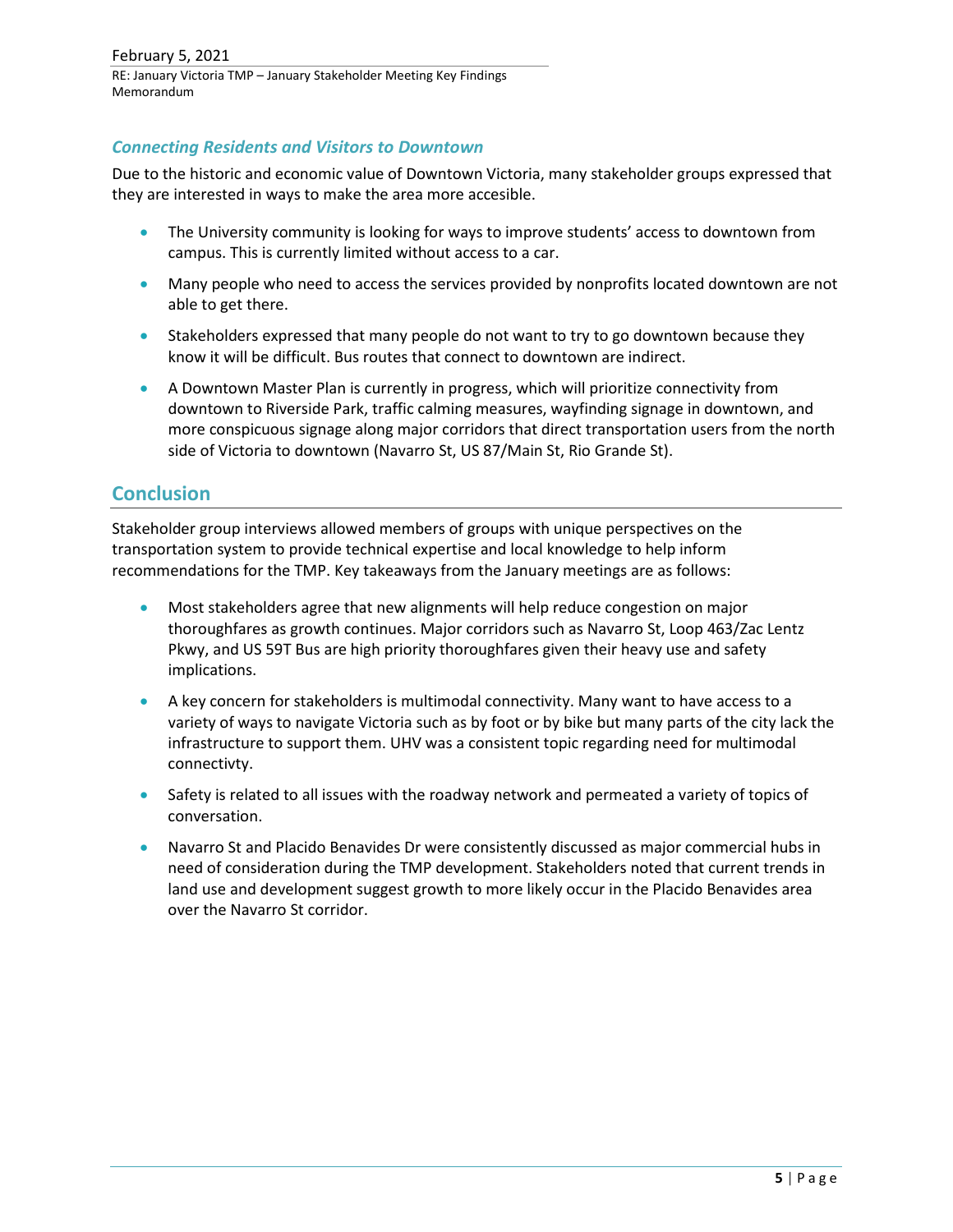### *Connecting Residents and Visitors to Downtown*

Due to the historic and economic value of Downtown Victoria, many stakeholder groups expressed that they are interested in ways to make the area more accesible.

- The University community is looking for ways to improve students' access to downtown from campus. This is currently limited without access to a car.
- Many people who need to access the services provided by nonprofits located downtown are not able to get there.
- Stakeholders expressed that many people do not want to try to go downtown because they know it will be difficult. Bus routes that connect to downtown are indirect.
- A Downtown Master Plan is currently in progress, which will prioritize connectivity from downtown to Riverside Park, traffic calming measures, wayfinding signage in downtown, and more conspicuous signage along major corridors that direct transportation users from the north side of Victoria to downtown (Navarro St, US 87/Main St, Rio Grande St).

## Conclusion

Stakeholder group interviews allowed members of groups with unique perspectives on the transportation system to provide technical expertise and local knowledge to help inform recommendations for the TMP. Key takeaways from the January meetings are as follows:

- Most stakeholders agree that new alignments will help reduce congestion on major thoroughfares as growth continues. Major corridors such as Navarro St, Loop 463/Zac Lentz Pkwy, and US 59T Bus are high priority thoroughfares given their heavy use and safety implications.
- A key concern for stakeholders is multimodal connectivity. Many want to have access to a variety of ways to navigate Victoria such as by foot or by bike but many parts of the city lack the infrastructure to support them. UHV was a consistent topic regarding need for multimodal connectivty.
- Safety is related to all issues with the roadway network and permeated a variety of topics of conversation.
- Navarro St and Placido Benavides Dr were consistently discussed as major commercial hubs in need of consideration during the TMP development. Stakeholders noted that current trends in land use and development suggest growth to more likely occur in the Placido Benavides area over the Navarro St corridor.